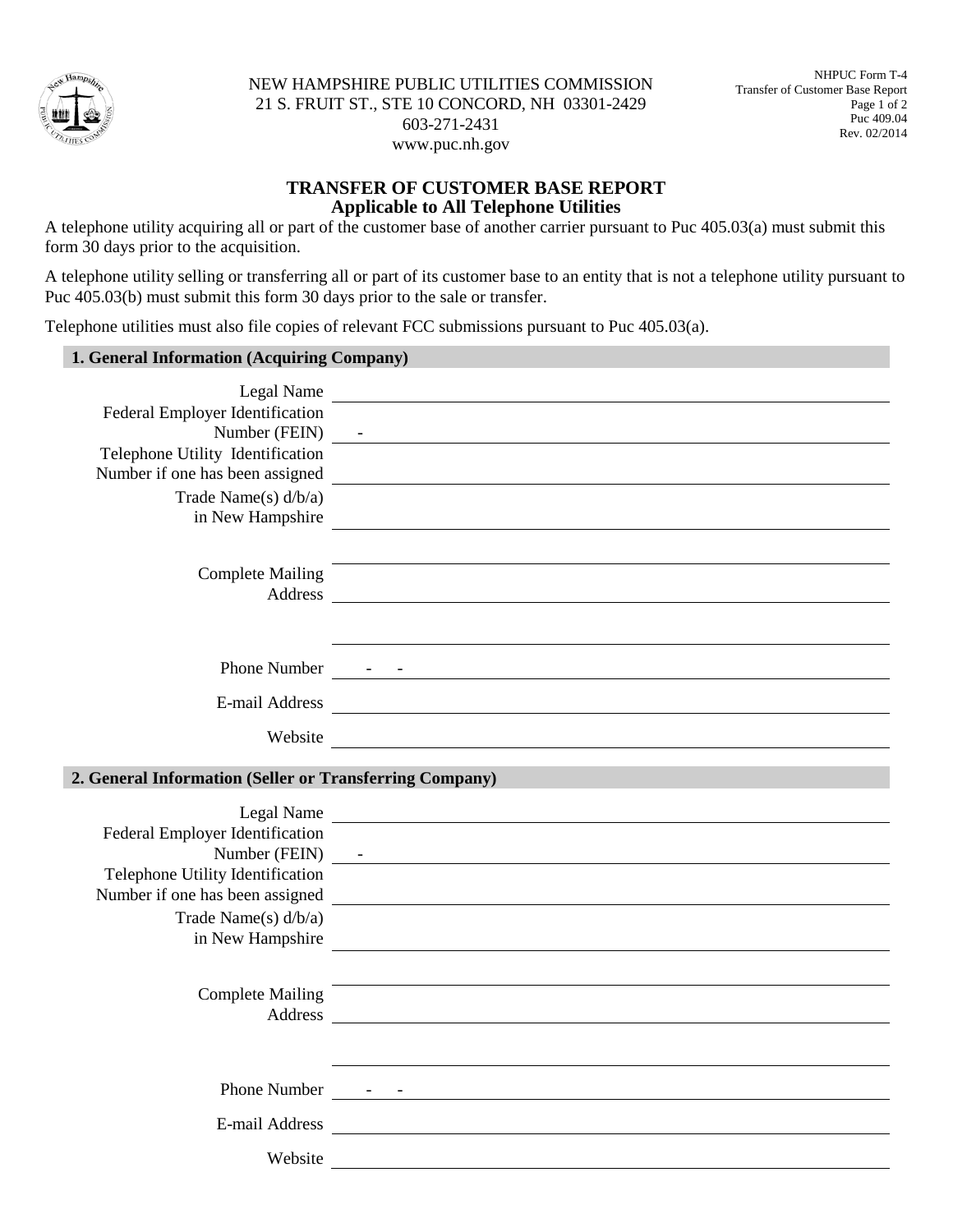NEW HAMPSHIRE PUBLIC UTILITIES COMMISSION
21 S. FRUIT ST., STE 10 CONCORD, NH 03301-2429
603-271-2431
www.puc.nh.gov

NHPUC Form T-4
Transfer of Customer Base Report
Puc 409.04
Rev. 02/2014

# TRANSFER OF CUSTOMER BASE REPORT
## Applicable to All Telephone Utilities

A telephone utility acquiring all or part of the customer base of another carrier pursuant to Puc 405.03(a) must submit this form 30 days prior to the acquisition.

A telephone utility selling or transferring all or part of its customer base to an entity that is not a telephone utility pursuant to Puc 405.03(b) must submit this form 30 days prior to the sale or transfer.

Telephone utilities must also file copies of relevant FCC submissions pursuant to Puc 405.03(a).

### 1. General Information (Acquiring Company)

Legal Name ____________________

Federal Employer Identification Number (FEIN) ___ - ____________________

Telephone Utility Identification Number if one has been assigned ____________________

Trade Name(s) d/b/a in New Hampshire ____________________

Complete Mailing Address ____________________

Phone Number ___ - ___ - ____

E-mail Address ____________________

Website ____________________

### 2. General Information (Seller or Transferring Company)

Legal Name ____________________

Federal Employer Identification Number (FEIN) ___ - ____________________

Telephone Utility Identification Number if one has been assigned ____________________

Trade Name(s) d/b/a in New Hampshire ____________________

Complete Mailing Address ____________________

Phone Number ___ - ___ - ____

E-mail Address ____________________

Website ____________________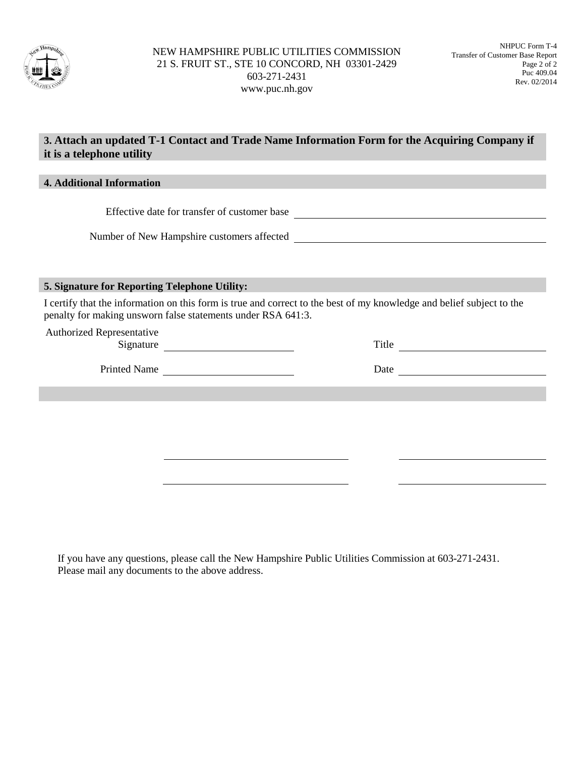NEW HAMPSHIRE PUBLIC UTILITIES COMMISSION
21 S. FRUIT ST., STE 10 CONCORD, NH 03301-2429
603-271-2431
www.puc.nh.gov

NHPUC Form T-4
Transfer of Customer Base Report
Puc 409.04
Rev. 02/2014

## 3. Attach an updated T-1 Contact and Trade Name Information Form for the Acquiring Company if it is a telephone utility

## 4. Additional Information

Effective date for transfer of customer base \_\_\_\_\_\_\_\_\_\_\_\_\_\_\_\_\_\_\_\_

Number of New Hampshire customers affected \_\_\_\_\_\_\_\_\_\_\_\_\_\_\_\_\_\_\_\_

## 5. Signature for Reporting Telephone Utility:

I certify that the information on this form is true and correct to the best of my knowledge and belief subject to the penalty for making unsworn false statements under RSA 641:3.

Authorized Representative Signature \_\_\_\_\_\_\_\_\_\_\_\_\_\_\_\_\_\_\_\_ Title \_\_\_\_\_\_\_\_\_\_\_\_\_\_\_\_\_\_\_\_

Printed Name \_\_\_\_\_\_\_\_\_\_\_\_\_\_\_\_\_\_\_\_ Date \_\_\_\_\_\_\_\_\_\_\_\_\_\_\_\_\_\_\_\_

If you have any questions, please call the New Hampshire Public Utilities Commission at 603-271-2431.
Please mail any documents to the above address.